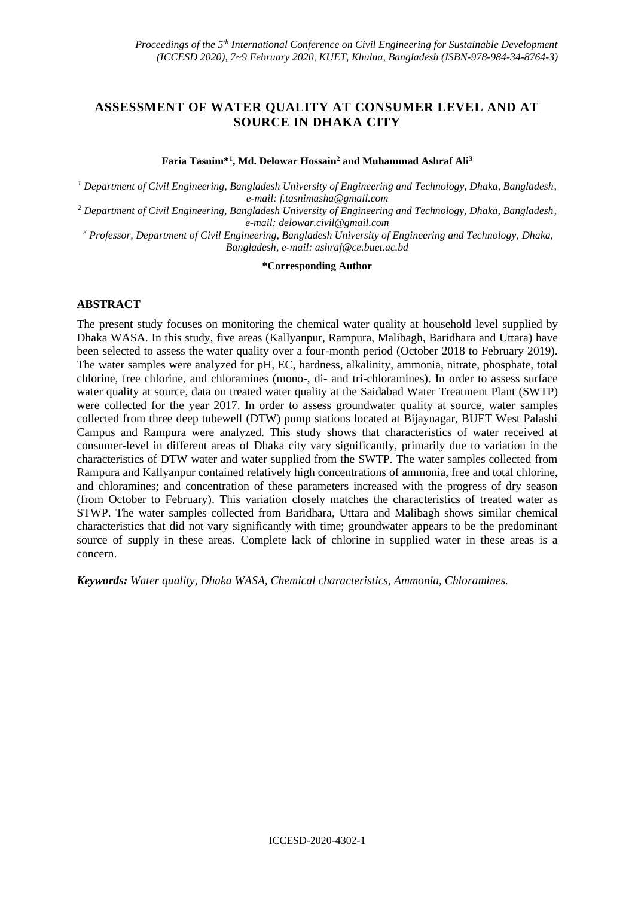# ASSESSMENT OF WATER QUALITY AT CONSUMER LEVEL AND AT SOURCE IN DHAKA CITY

**Faria Tasnim*[1], Md. Delowar Hossain[2] and Muhammad Ashraf Ali[3]**

*[1] Department of Civil Engineering, Bangladesh University of Engineering and Technology, Dhaka, Bangladesh, e-mail: f.tasnimasha@gmail.com*

*[2] Department of Civil Engineering, Bangladesh University of Engineering and Technology, Dhaka, Bangladesh, e-mail: delowar.civil@gmail.com*

*[3] Professor, Department of Civil Engineering, Bangladesh University of Engineering and Technology, Dhaka, Bangladesh, e-mail: ashraf@ce.buet.ac.bd*

**\*Corresponding Author**

## ABSTRACT

The present study focuses on monitoring the chemical water quality at household level supplied by Dhaka WASA. In this study, five areas (Kallyanpur, Rampura, Malibagh, Baridhara and Uttara) have been selected to assess the water quality over a four-month period (October 2018 to February 2019). The water samples were analyzed for pH, EC, hardness, alkalinity, ammonia, nitrate, phosphate, total chlorine, free chlorine, and chloramines (mono-, di- and tri-chloramines). In order to assess surface water quality at source, data on treated water quality at the Saidabad Water Treatment Plant (SWTP) were collected for the year 2017. In order to assess groundwater quality at source, water samples collected from three deep tubewell (DTW) pump stations located at Bijaynagar, BUET West Palashi Campus and Rampura were analyzed. This study shows that characteristics of water received at consumer-level in different areas of Dhaka city vary significantly, primarily due to variation in the characteristics of DTW water and water supplied from the SWTP. The water samples collected from Rampura and Kallyanpur contained relatively high concentrations of ammonia, free and total chlorine, and chloramines; and concentration of these parameters increased with the progress of dry season (from October to February). This variation closely matches the characteristics of treated water as STWP. The water samples collected from Baridhara, Uttara and Malibagh shows similar chemical characteristics that did not vary significantly with time; groundwater appears to be the predominant source of supply in these areas. Complete lack of chlorine in supplied water in these areas is a concern.

***Keywords:*** *Water quality, Dhaka WASA, Chemical characteristics, Ammonia, Chloramines.*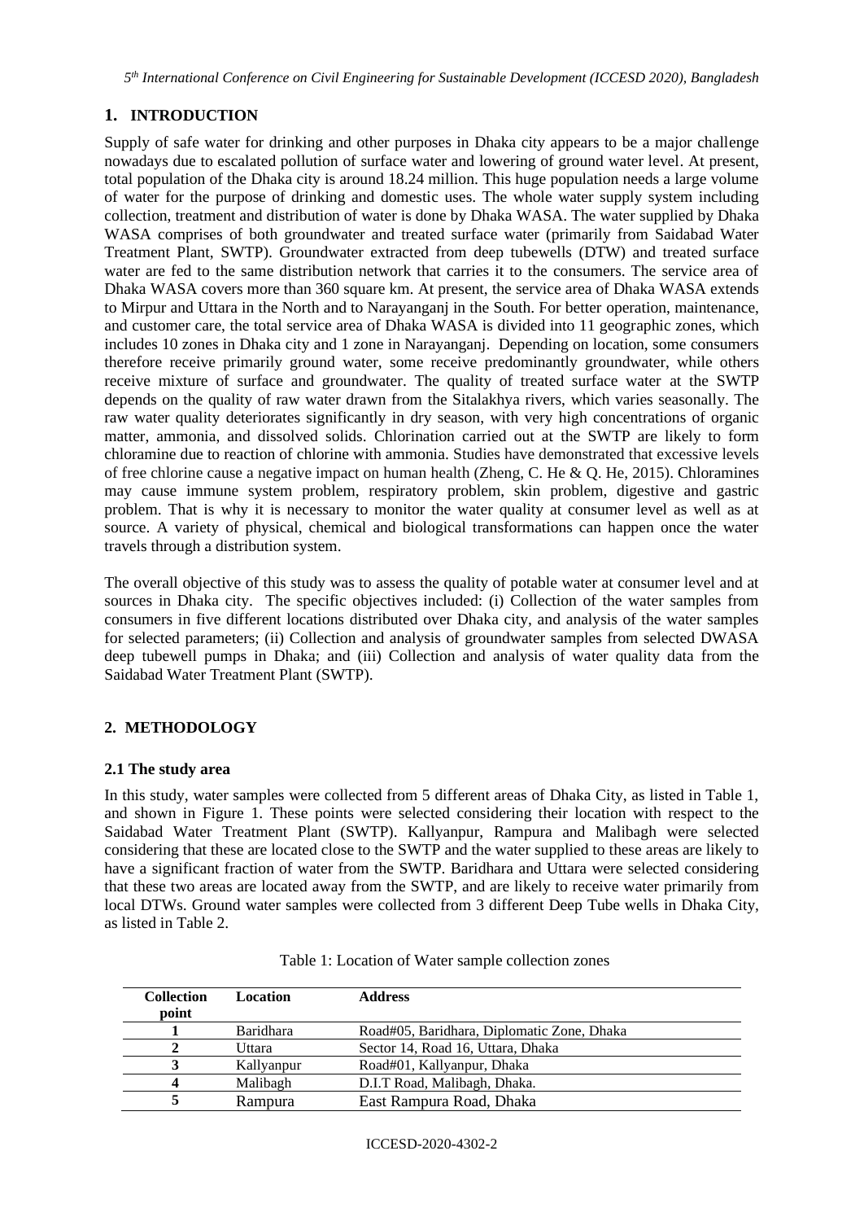## 1. INTRODUCTION

Supply of safe water for drinking and other purposes in Dhaka city appears to be a major challenge nowadays due to escalated pollution of surface water and lowering of ground water level. At present, total population of the Dhaka city is around 18.24 million. This huge population needs a large volume of water for the purpose of drinking and domestic uses. The whole water supply system including collection, treatment and distribution of water is done by Dhaka WASA. The water supplied by Dhaka WASA comprises of both groundwater and treated surface water (primarily from Saidabad Water Treatment Plant, SWTP). Groundwater extracted from deep tubewells (DTW) and treated surface water are fed to the same distribution network that carries it to the consumers. The service area of Dhaka WASA covers more than 360 square km. At present, the service area of Dhaka WASA extends to Mirpur and Uttara in the North and to Narayanganj in the South. For better operation, maintenance, and customer care, the total service area of Dhaka WASA is divided into 11 geographic zones, which includes 10 zones in Dhaka city and 1 zone in Narayanganj. Depending on location, some consumers therefore receive primarily ground water, some receive predominantly groundwater, while others receive mixture of surface and groundwater. The quality of treated surface water at the SWTP depends on the quality of raw water drawn from the Sitalakhya rivers, which varies seasonally. The raw water quality deteriorates significantly in dry season, with very high concentrations of organic matter, ammonia, and dissolved solids. Chlorination carried out at the SWTP are likely to form chloramine due to reaction of chlorine with ammonia. Studies have demonstrated that excessive levels of free chlorine cause a negative impact on human health (Zheng, C. He & Q. He, 2015). Chloramines may cause immune system problem, respiratory problem, skin problem, digestive and gastric problem. That is why it is necessary to monitor the water quality at consumer level as well as at source. A variety of physical, chemical and biological transformations can happen once the water travels through a distribution system.

The overall objective of this study was to assess the quality of potable water at consumer level and at sources in Dhaka city. The specific objectives included: (i) Collection of the water samples from consumers in five different locations distributed over Dhaka city, and analysis of the water samples for selected parameters; (ii) Collection and analysis of groundwater samples from selected DWASA deep tubewell pumps in Dhaka; and (iii) Collection and analysis of water quality data from the Saidabad Water Treatment Plant (SWTP).

## 2. METHODOLOGY

### 2.1 The study area

In this study, water samples were collected from 5 different areas of Dhaka City, as listed in Table 1, and shown in Figure 1. These points were selected considering their location with respect to the Saidabad Water Treatment Plant (SWTP). Kallyanpur, Rampura and Malibagh were selected considering that these are located close to the SWTP and the water supplied to these areas are likely to have a significant fraction of water from the SWTP. Baridhara and Uttara were selected considering that these two areas are located away from the SWTP, and are likely to receive water primarily from local DTWs. Ground water samples were collected from 3 different Deep Tube wells in Dhaka City, as listed in Table 2.

Table 1: Location of Water sample collection zones

| Collection point | Location | Address |
|---|---|---|
| 1 | Baridhara | Road#05, Baridhara, Diplomatic Zone, Dhaka |
| 2 | Uttara | Sector 14, Road 16, Uttara, Dhaka |
| 3 | Kallyanpur | Road#01, Kallyanpur, Dhaka |
| 4 | Malibagh | D.I.T Road, Malibagh, Dhaka. |
| 5 | Rampura | East Rampura Road, Dhaka |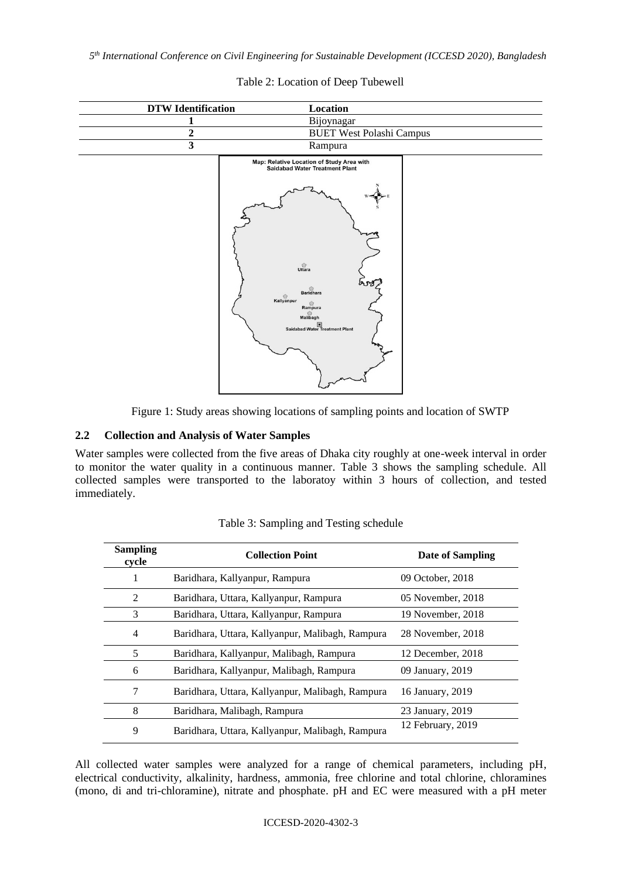Table 2: Location of Deep Tubewell

| DTW Identification | Location |
|---|---|
| 1 | Bijoynagar |
| 2 | BUET West Polashi Campus |
| 3 | Rampura |

Figure 1: Study areas showing locations of sampling points and location of SWTP

### 2.2 Collection and Analysis of Water Samples

Water samples were collected from the five areas of Dhaka city roughly at one-week interval in order to monitor the water quality in a continuous manner. Table 3 shows the sampling schedule. All collected samples were transported to the laboratoy within 3 hours of collection, and tested immediately.

Table 3: Sampling and Testing schedule

| Sampling cycle | Collection Point | Date of Sampling |
|---|---|---|
| 1 | Baridhara, Kallyanpur, Rampura | 09 October, 2018 |
| 2 | Baridhara, Uttara, Kallyanpur, Rampura | 05 November, 2018 |
| 3 | Baridhara, Uttara, Kallyanpur, Rampura | 19 November, 2018 |
| 4 | Baridhara, Uttara, Kallyanpur, Malibagh, Rampura | 28 November, 2018 |
| 5 | Baridhara, Kallyanpur, Malibagh, Rampura | 12 December, 2018 |
| 6 | Baridhara, Kallyanpur, Malibagh, Rampura | 09 January, 2019 |
| 7 | Baridhara, Uttara, Kallyanpur, Malibagh, Rampura | 16 January, 2019 |
| 8 | Baridhara, Malibagh, Rampura | 23 January, 2019 |
| 9 | Baridhara, Uttara, Kallyanpur, Malibagh, Rampura | 12 February, 2019 |

All collected water samples were analyzed for a range of chemical parameters, including pH, electrical conductivity, alkalinity, hardness, ammonia, free chlorine and total chlorine, chloramines (mono, di and tri-chloramine), nitrate and phosphate. pH and EC were measured with a pH meter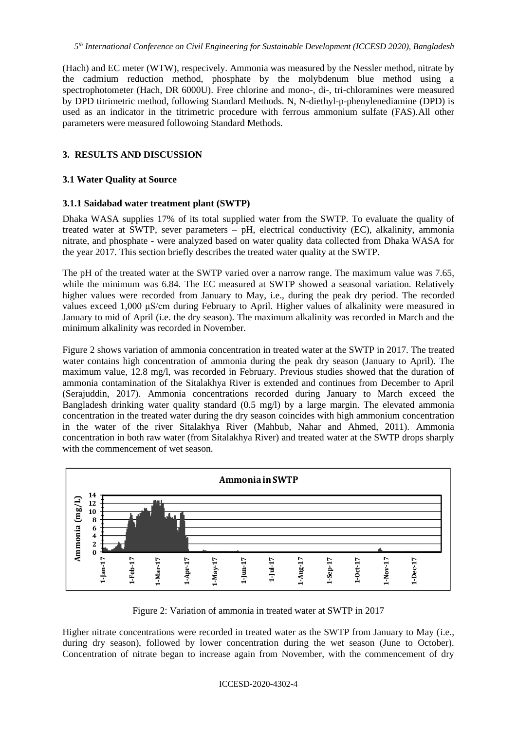(Hach) and EC meter (WTW), respecively. Ammonia was measured by the Nessler method, nitrate by the cadmium reduction method, phosphate by the molybdenum blue method using a spectrophotometer (Hach, DR 6000U). Free chlorine and mono-, di-, tri-chloramines were measured by DPD titrimetric method, following Standard Methods. N, N-diethyl-p-phenylenediamine (DPD) is used as an indicator in the titrimetric procedure with ferrous ammonium sulfate (FAS).All other parameters were measured followoing Standard Methods.

## 3. RESULTS AND DISCUSSION

### 3.1 Water Quality at Source

#### 3.1.1 Saidabad water treatment plant (SWTP)

Dhaka WASA supplies 17% of its total supplied water from the SWTP. To evaluate the quality of treated water at SWTP, sever parameters – pH, electrical conductivity (EC), alkalinity, ammonia nitrate, and phosphate - were analyzed based on water quality data collected from Dhaka WASA for the year 2017. This section briefly describes the treated water quality at the SWTP.

The pH of the treated water at the SWTP varied over a narrow range. The maximum value was 7.65, while the minimum was 6.84. The EC measured at SWTP showed a seasonal variation. Relatively higher values were recorded from January to May, i.e., during the peak dry period. The recorded values exceed 1,000 μS/cm during February to April. Higher values of alkalinity were measured in January to mid of April (i.e. the dry season). The maximum alkalinity was recorded in March and the minimum alkalinity was recorded in November.

Figure 2 shows variation of ammonia concentration in treated water at the SWTP in 2017. The treated water contains high concentration of ammonia during the peak dry season (January to April). The maximum value, 12.8 mg/l, was recorded in February. Previous studies showed that the duration of ammonia contamination of the Sitalakhya River is extended and continues from December to April (Serajuddin, 2017). Ammonia concentrations recorded during January to March exceed the Bangladesh drinking water quality standard (0.5 mg/l) by a large margin. The elevated ammonia concentration in the treated water during the dry season coincides with high ammonium concentration in the water of the river Sitalakhya River (Mahbub, Nahar and Ahmed, 2011). Ammonia concentration in both raw water (from Sitalakhya River) and treated water at the SWTP drops sharply with the commencement of wet season.

Figure 2: Variation of ammonia in treated water at SWTP in 2017

Higher nitrate concentrations were recorded in treated water as the SWTP from January to May (i.e., during dry season), followed by lower concentration during the wet season (June to October). Concentration of nitrate began to increase again from November, with the commencement of dry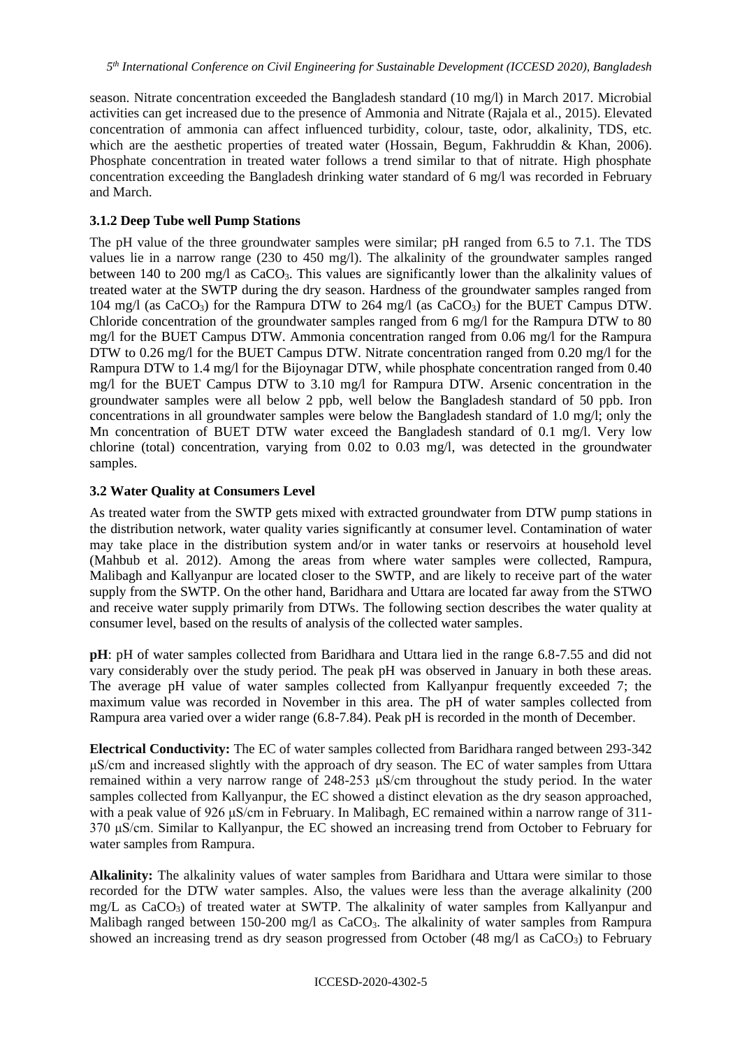season. Nitrate concentration exceeded the Bangladesh standard (10 mg/l) in March 2017. Microbial activities can get increased due to the presence of Ammonia and Nitrate (Rajala et al., 2015). Elevated concentration of ammonia can affect influenced turbidity, colour, taste, odor, alkalinity, TDS, etc. which are the aesthetic properties of treated water (Hossain, Begum, Fakhruddin & Khan, 2006). Phosphate concentration in treated water follows a trend similar to that of nitrate. High phosphate concentration exceeding the Bangladesh drinking water standard of 6 mg/l was recorded in February and March.

### 3.1.2 Deep Tube well Pump Stations

The pH value of the three groundwater samples were similar; pH ranged from 6.5 to 7.1. The TDS values lie in a narrow range (230 to 450 mg/l). The alkalinity of the groundwater samples ranged between 140 to 200 mg/l as $CaCO_3$. This values are significantly lower than the alkalinity values of treated water at the SWTP during the dry season. Hardness of the groundwater samples ranged from 104 mg/l (as $CaCO_3$) for the Rampura DTW to 264 mg/l (as $CaCO_3$) for the BUET Campus DTW. Chloride concentration of the groundwater samples ranged from 6 mg/l for the Rampura DTW to 80 mg/l for the BUET Campus DTW. Ammonia concentration ranged from 0.06 mg/l for the Rampura DTW to 0.26 mg/l for the BUET Campus DTW. Nitrate concentration ranged from 0.20 mg/l for the Rampura DTW to 1.4 mg/l for the Bijoynagar DTW, while phosphate concentration ranged from 0.40 mg/l for the BUET Campus DTW to 3.10 mg/l for Rampura DTW. Arsenic concentration in the groundwater samples were all below 2 ppb, well below the Bangladesh standard of 50 ppb. Iron concentrations in all groundwater samples were below the Bangladesh standard of 1.0 mg/l; only the Mn concentration of BUET DTW water exceed the Bangladesh standard of 0.1 mg/l. Very low chlorine (total) concentration, varying from 0.02 to 0.03 mg/l, was detected in the groundwater samples.

## 3.2 Water Quality at Consumers Level

As treated water from the SWTP gets mixed with extracted groundwater from DTW pump stations in the distribution network, water quality varies significantly at consumer level. Contamination of water may take place in the distribution system and/or in water tanks or reservoirs at household level (Mahbub et al. 2012). Among the areas from where water samples were collected, Rampura, Malibagh and Kallyanpur are located closer to the SWTP, and are likely to receive part of the water supply from the SWTP. On the other hand, Baridhara and Uttara are located far away from the STWO and receive water supply primarily from DTWs. The following section describes the water quality at consumer level, based on the results of analysis of the collected water samples.

**pH**: pH of water samples collected from Baridhara and Uttara lied in the range 6.8-7.55 and did not vary considerably over the study period. The peak pH was observed in January in both these areas. The average pH value of water samples collected from Kallyanpur frequently exceeded 7; the maximum value was recorded in November in this area. The pH of water samples collected from Rampura area varied over a wider range (6.8-7.84). Peak pH is recorded in the month of December.

**Electrical Conductivity:** The EC of water samples collected from Baridhara ranged between 293-342 μS/cm and increased slightly with the approach of dry season. The EC of water samples from Uttara remained within a very narrow range of 248-253 μS/cm throughout the study period. In the water samples collected from Kallyanpur, the EC showed a distinct elevation as the dry season approached, with a peak value of 926 μS/cm in February. In Malibagh, EC remained within a narrow range of 311-370 μS/cm. Similar to Kallyanpur, the EC showed an increasing trend from October to February for water samples from Rampura.

**Alkalinity:** The alkalinity values of water samples from Baridhara and Uttara were similar to those recorded for the DTW water samples. Also, the values were less than the average alkalinity (200 mg/L as $CaCO_3$) of treated water at SWTP. The alkalinity of water samples from Kallyanpur and Malibagh ranged between 150-200 mg/l as $CaCO_3$. The alkalinity of water samples from Rampura showed an increasing trend as dry season progressed from October (48 mg/l as $CaCO_3$) to February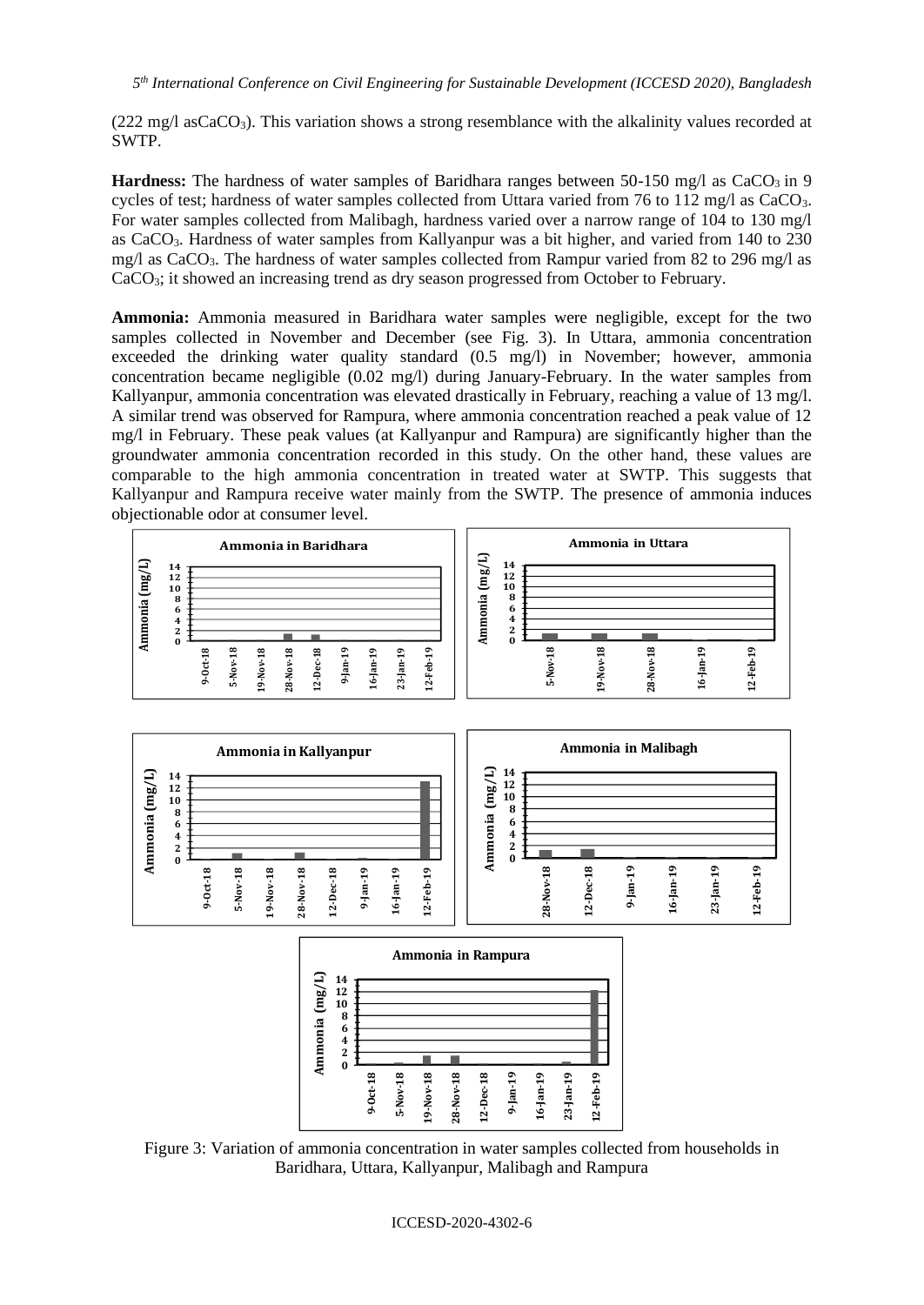(222 mg/l as$CaCO_3$). This variation shows a strong resemblance with the alkalinity values recorded at SWTP.

**Hardness:** The hardness of water samples of Baridhara ranges between 50-150 mg/l as $CaCO_3$ in 9 cycles of test; hardness of water samples collected from Uttara varied from 76 to 112 mg/l as $CaCO_3$. For water samples collected from Malibagh, hardness varied over a narrow range of 104 to 130 mg/l as $CaCO_3$. Hardness of water samples from Kallyanpur was a bit higher, and varied from 140 to 230 mg/l as $CaCO_3$. The hardness of water samples collected from Rampur varied from 82 to 296 mg/l as $CaCO_3$; it showed an increasing trend as dry season progressed from October to February.

**Ammonia:** Ammonia measured in Baridhara water samples were negligible, except for the two samples collected in November and December (see Fig. 3). In Uttara, ammonia concentration exceeded the drinking water quality standard (0.5 mg/l) in November; however, ammonia concentration became negligible (0.02 mg/l) during January-February. In the water samples from Kallyanpur, ammonia concentration was elevated drastically in February, reaching a value of 13 mg/l. A similar trend was observed for Rampura, where ammonia concentration reached a peak value of 12 mg/l in February. These peak values (at Kallyanpur and Rampura) are significantly higher than the groundwater ammonia concentration recorded in this study. On the other hand, these values are comparable to the high ammonia concentration in treated water at SWTP. This suggests that Kallyanpur and Rampura receive water mainly from the SWTP. The presence of ammonia induces objectionable odor at consumer level.

Figure 3: Variation of ammonia concentration in water samples collected from households in Baridhara, Uttara, Kallyanpur, Malibagh and Rampura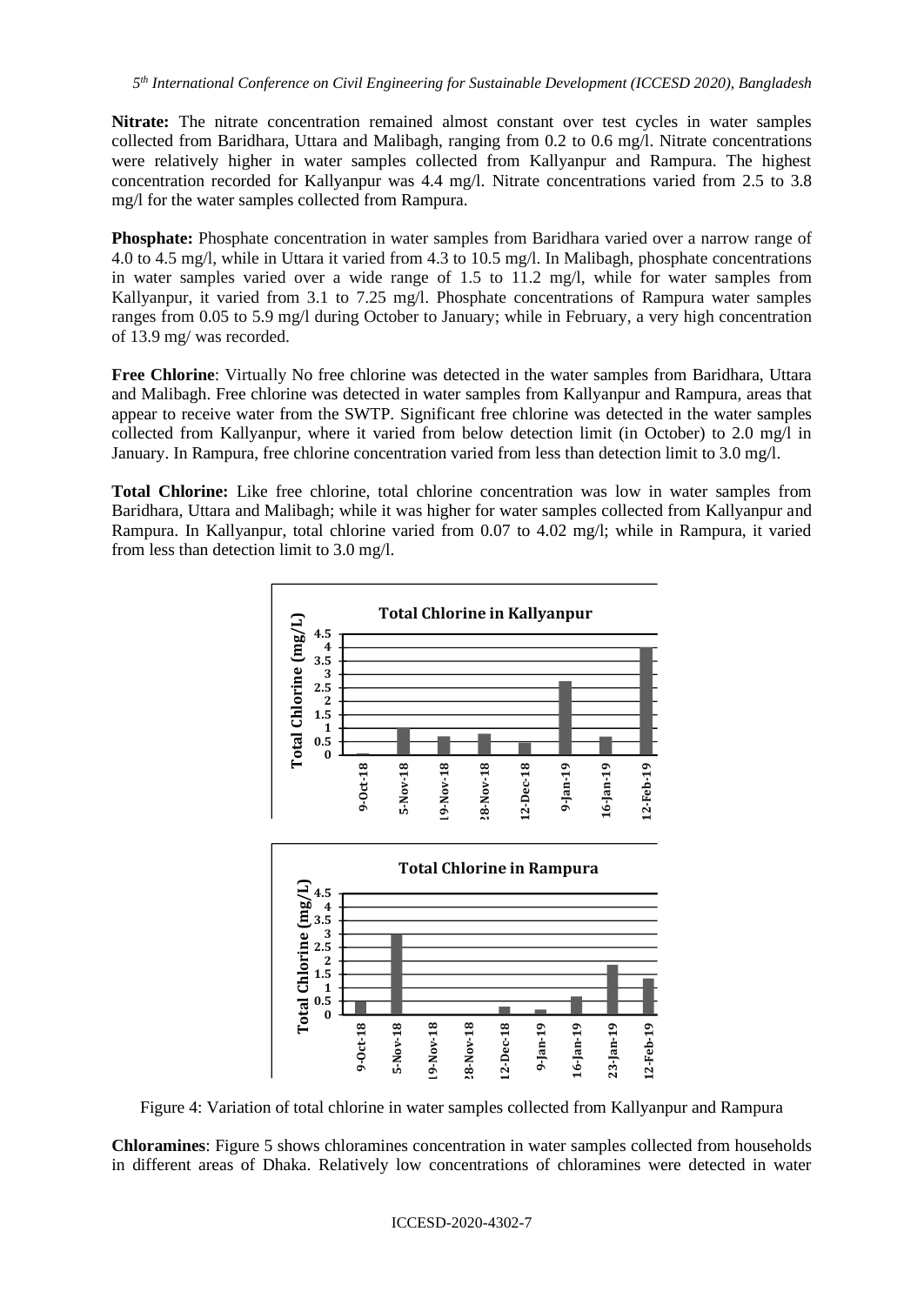**Nitrate:** The nitrate concentration remained almost constant over test cycles in water samples collected from Baridhara, Uttara and Malibagh, ranging from 0.2 to 0.6 mg/l. Nitrate concentrations were relatively higher in water samples collected from Kallyanpur and Rampura. The highest concentration recorded for Kallyanpur was 4.4 mg/l. Nitrate concentrations varied from 2.5 to 3.8 mg/l for the water samples collected from Rampura.

**Phosphate:** Phosphate concentration in water samples from Baridhara varied over a narrow range of 4.0 to 4.5 mg/l, while in Uttara it varied from 4.3 to 10.5 mg/l. In Malibagh, phosphate concentrations in water samples varied over a wide range of 1.5 to 11.2 mg/l, while for water samples from Kallyanpur, it varied from 3.1 to 7.25 mg/l. Phosphate concentrations of Rampura water samples ranges from 0.05 to 5.9 mg/l during October to January; while in February, a very high concentration of 13.9 mg/ was recorded.

**Free Chlorine**: Virtually No free chlorine was detected in the water samples from Baridhara, Uttara and Malibagh. Free chlorine was detected in water samples from Kallyanpur and Rampura, areas that appear to receive water from the SWTP. Significant free chlorine was detected in the water samples collected from Kallyanpur, where it varied from below detection limit (in October) to 2.0 mg/l in January. In Rampura, free chlorine concentration varied from less than detection limit to 3.0 mg/l.

**Total Chlorine:** Like free chlorine, total chlorine concentration was low in water samples from Baridhara, Uttara and Malibagh; while it was higher for water samples collected from Kallyanpur and Rampura. In Kallyanpur, total chlorine varied from 0.07 to 4.02 mg/l; while in Rampura, it varied from less than detection limit to 3.0 mg/l.

Figure 4: Variation of total chlorine in water samples collected from Kallyanpur and Rampura

**Chloramines**: Figure 5 shows chloramines concentration in water samples collected from households in different areas of Dhaka. Relatively low concentrations of chloramines were detected in water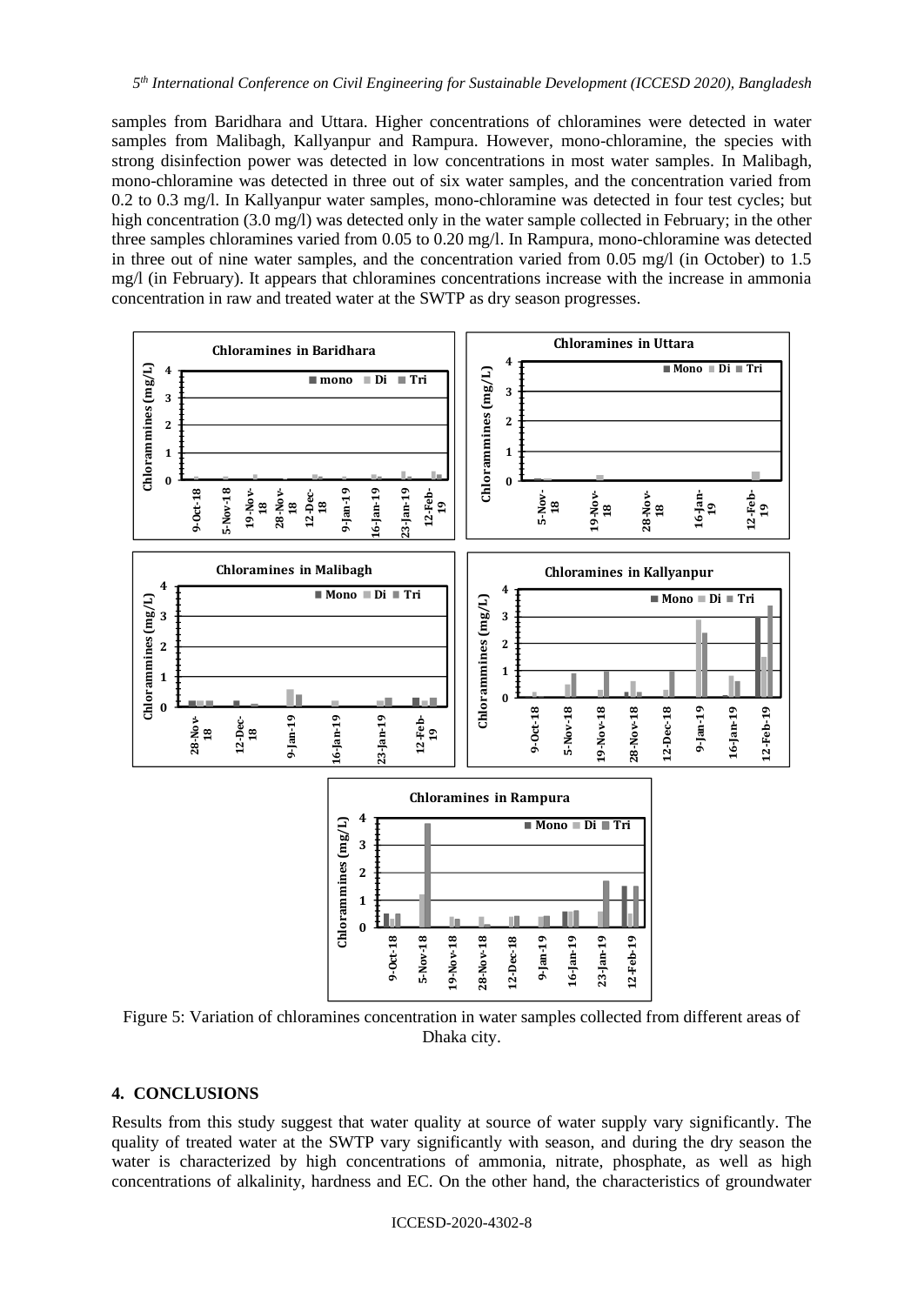samples from Baridhara and Uttara. Higher concentrations of chloramines were detected in water samples from Malibagh, Kallyanpur and Rampura. However, mono-chloramine, the species with strong disinfection power was detected in low concentrations in most water samples. In Malibagh, mono-chloramine was detected in three out of six water samples, and the concentration varied from 0.2 to 0.3 mg/l. In Kallyanpur water samples, mono-chloramine was detected in four test cycles; but high concentration (3.0 mg/l) was detected only in the water sample collected in February; in the other three samples chloramines varied from 0.05 to 0.20 mg/l. In Rampura, mono-chloramine was detected in three out of nine water samples, and the concentration varied from 0.05 mg/l (in October) to 1.5 mg/l (in February). It appears that chloramines concentrations increase with the increase in ammonia concentration in raw and treated water at the SWTP as dry season progresses.

Figure 5: Variation of chloramines concentration in water samples collected from different areas of Dhaka city.

## 4. CONCLUSIONS

Results from this study suggest that water quality at source of water supply vary significantly. The quality of treated water at the SWTP vary significantly with season, and during the dry season the water is characterized by high concentrations of ammonia, nitrate, phosphate, as well as high concentrations of alkalinity, hardness and EC. On the other hand, the characteristics of groundwater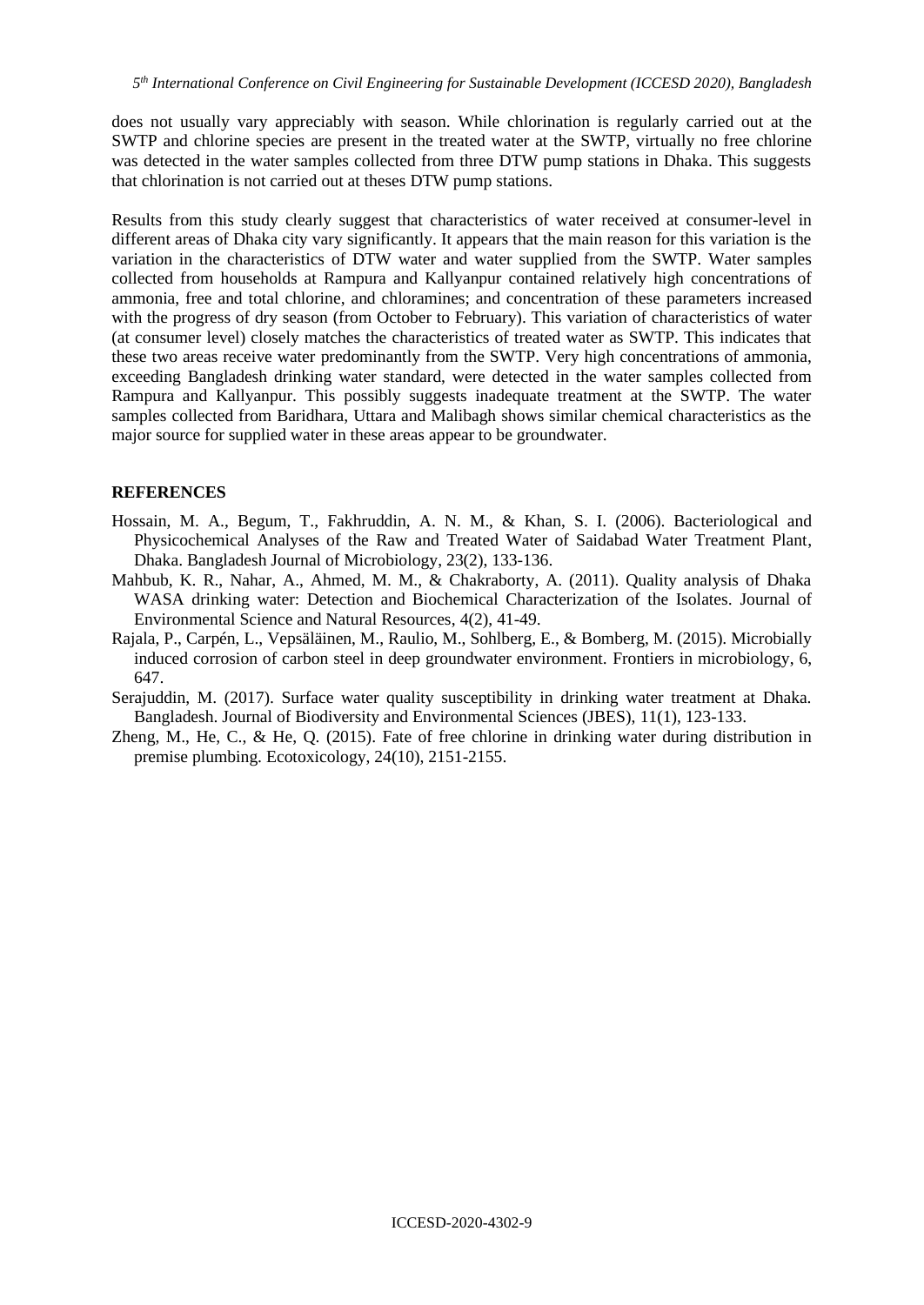does not usually vary appreciably with season. While chlorination is regularly carried out at the SWTP and chlorine species are present in the treated water at the SWTP, virtually no free chlorine was detected in the water samples collected from three DTW pump stations in Dhaka. This suggests that chlorination is not carried out at theses DTW pump stations.

Results from this study clearly suggest that characteristics of water received at consumer-level in different areas of Dhaka city vary significantly. It appears that the main reason for this variation is the variation in the characteristics of DTW water and water supplied from the SWTP. Water samples collected from households at Rampura and Kallyanpur contained relatively high concentrations of ammonia, free and total chlorine, and chloramines; and concentration of these parameters increased with the progress of dry season (from October to February). This variation of characteristics of water (at consumer level) closely matches the characteristics of treated water as SWTP. This indicates that these two areas receive water predominantly from the SWTP. Very high concentrations of ammonia, exceeding Bangladesh drinking water standard, were detected in the water samples collected from Rampura and Kallyanpur. This possibly suggests inadequate treatment at the SWTP. The water samples collected from Baridhara, Uttara and Malibagh shows similar chemical characteristics as the major source for supplied water in these areas appear to be groundwater.

## REFERENCES

Hossain, M. A., Begum, T., Fakhruddin, A. N. M., & Khan, S. I. (2006). Bacteriological and Physicochemical Analyses of the Raw and Treated Water of Saidabad Water Treatment Plant, Dhaka. Bangladesh Journal of Microbiology, 23(2), 133-136.

Mahbub, K. R., Nahar, A., Ahmed, M. M., & Chakraborty, A. (2011). Quality analysis of Dhaka WASA drinking water: Detection and Biochemical Characterization of the Isolates. Journal of Environmental Science and Natural Resources, 4(2), 41-49.

Rajala, P., Carpén, L., Vepsäläinen, M., Raulio, M., Sohlberg, E., & Bomberg, M. (2015). Microbially induced corrosion of carbon steel in deep groundwater environment. Frontiers in microbiology, 6, 647.

Serajuddin, M. (2017). Surface water quality susceptibility in drinking water treatment at Dhaka. Bangladesh. Journal of Biodiversity and Environmental Sciences (JBES), 11(1), 123-133.

Zheng, M., He, C., & He, Q. (2015). Fate of free chlorine in drinking water during distribution in premise plumbing. Ecotoxicology, 24(10), 2151-2155.